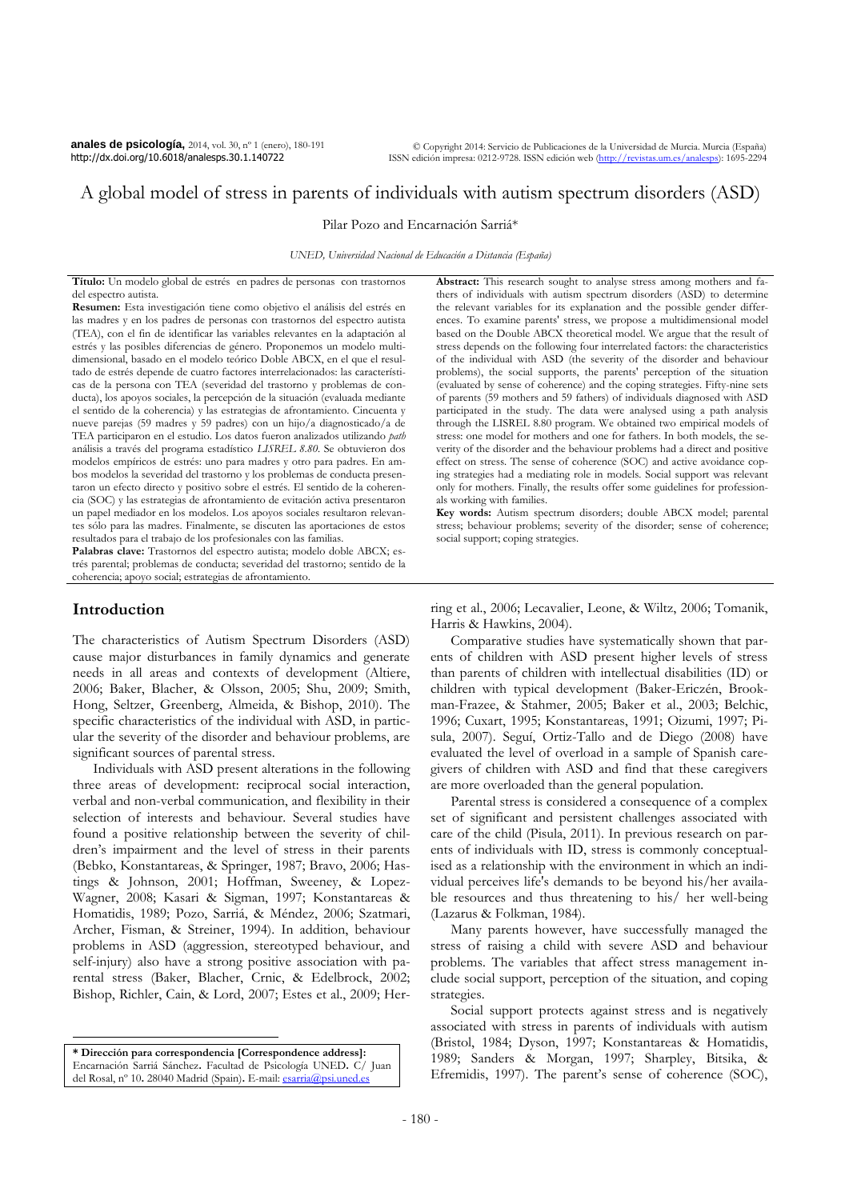# A global model of stress in parents of individuals with autism spectrum disorders (ASD)

Pilar Pozo and Encarnación Sarriá*

*UNED, Universidad Nacional de Educación a Distancia (España)*

**Título:** Un modelo global de estrés en padres de personas con trastornos del espectro autista.

**Resumen:** Esta investigación tiene como objetivo el análisis del estrés en las madres y en los padres de personas con trastornos del espectro autista (TEA), con el fin de identificar las variables relevantes en la adaptación al estrés y las posibles diferencias de género. Proponemos un modelo multidimensional, basado en el modelo teórico Doble ABCX, en el que el resultado de estrés depende de cuatro factores interrelacionados: las características de la persona con TEA (severidad del trastorno y problemas de conducta), los apoyos sociales, la percepción de la situación (evaluada mediante el sentido de la coherencia) y las estrategias de afrontamiento. Cincuenta y nueve parejas (59 madres y 59 padres) con un hijo/a diagnosticado/a de TEA participaron en el estudio. Los datos fueron analizados utilizando *path* análisis a través del programa estadístico *LISREL 8.80*. Se obtuvieron dos modelos empíricos de estrés: uno para madres y otro para padres. En ambos modelos la severidad del trastorno y los problemas de conducta presentaron un efecto directo y positivo sobre el estrés. El sentido de la coherencia (SOC) y las estrategias de afrontamiento de evitación activa presentaron un papel mediador en los modelos. Los apoyos sociales resultaron relevantes sólo para las madres. Finalmente, se discuten las aportaciones de estos resultados para el trabajo de los profesionales con las familias.

**Palabras clave:** Trastornos del espectro autista; modelo doble ABCX; estrés parental; problemas de conducta; severidad del trastorno; sentido de la coherencia; apoyo social; estrategias de afrontamiento.

**Abstract:** This research sought to analyse stress among mothers and fathers of individuals with autism spectrum disorders (ASD) to determine the relevant variables for its explanation and the possible gender differences. To examine parents' stress, we propose a multidimensional model based on the Double ABCX theoretical model. We argue that the result of stress depends on the following four interrelated factors: the characteristics of the individual with ASD (the severity of the disorder and behaviour problems), the social supports, the parents' perception of the situation (evaluated by sense of coherence) and the coping strategies. Fifty-nine sets of parents (59 mothers and 59 fathers) of individuals diagnosed with ASD participated in the study. The data were analysed using a path analysis through the LISREL 8.80 program. We obtained two empirical models of stress: one model for mothers and one for fathers. In both models, the severity of the disorder and the behaviour problems had a direct and positive effect on stress. The sense of coherence (SOC) and active avoidance coping strategies had a mediating role in models. Social support was relevant only for mothers. Finally, the results offer some guidelines for professionals working with families.

**Key words:** Autism spectrum disorders; double ABCX model; parental stress; behaviour problems; severity of the disorder; sense of coherence; social support; coping strategies.

## Introduction

The characteristics of Autism Spectrum Disorders (ASD) cause major disturbances in family dynamics and generate needs in all areas and contexts of development (Altiere, 2006; Baker, Blacher, & Olsson, 2005; Shu, 2009; Smith, Hong, Seltzer, Greenberg, Almeida, & Bishop, 2010). The specific characteristics of the individual with ASD, in particular the severity of the disorder and behaviour problems, are significant sources of parental stress.

Individuals with ASD present alterations in the following three areas of development: reciprocal social interaction, verbal and non-verbal communication, and flexibility in their selection of interests and behaviour. Several studies have found a positive relationship between the severity of children's impairment and the level of stress in their parents (Bebko, Konstantareas, & Springer, 1987; Bravo, 2006; Hastings & Johnson, 2001; Hoffman, Sweeney, & Lopez-Wagner, 2008; Kasari & Sigman, 1997; Konstantareas & Homatidis, 1989; Pozo, Sarriá, & Méndez, 2006; Szatmari, Archer, Fisman, & Streiner, 1994). In addition, behaviour problems in ASD (aggression, stereotyped behaviour, and self-injury) also have a strong positive association with parental stress (Baker, Blacher, Crnic, & Edelbrock, 2002; Bishop, Richler, Cain, & Lord, 2007; Estes et al., 2009; Herring et al., 2006; Lecavalier, Leone, & Wiltz, 2006; Tomanik, Harris & Hawkins, 2004).

Comparative studies have systematically shown that parents of children with ASD present higher levels of stress than parents of children with intellectual disabilities (ID) or children with typical development (Baker-Ericzén, Brookman-Frazee, & Stahmer, 2005; Baker et al., 2003; Belchic, 1996; Cuxart, 1995; Konstantareas, 1991; Oizumi, 1997; Pisula, 2007). Seguí, Ortiz-Tallo and de Diego (2008) have evaluated the level of overload in a sample of Spanish caregivers of children with ASD and find that these caregivers are more overloaded than the general population.

Parental stress is considered a consequence of a complex set of significant and persistent challenges associated with care of the child (Pisula, 2011). In previous research on parents of individuals with ID, stress is commonly conceptualised as a relationship with the environment in which an individual perceives life's demands to be beyond his/her available resources and thus threatening to his/ her well-being (Lazarus & Folkman, 1984).

Many parents however, have successfully managed the stress of raising a child with severe ASD and behaviour problems. The variables that affect stress management include social support, perception of the situation, and coping strategies.

Social support protects against stress and is negatively associated with stress in parents of individuals with autism (Bristol, 1984; Dyson, 1997; Konstantareas & Homatidis, 1989; Sanders & Morgan, 1997; Sharpley, Bitsika, & Efremidis, 1997). The parent's sense of coherence (SOC),

---

**\* Dirección para correspondencia [Correspondence address]:** Encarnación Sarriá Sánchez. Facultad de Psicología UNED. C/ Juan del Rosal, nº 10. 28040 Madrid (Spain). E-mail: esarria@psi.uned.es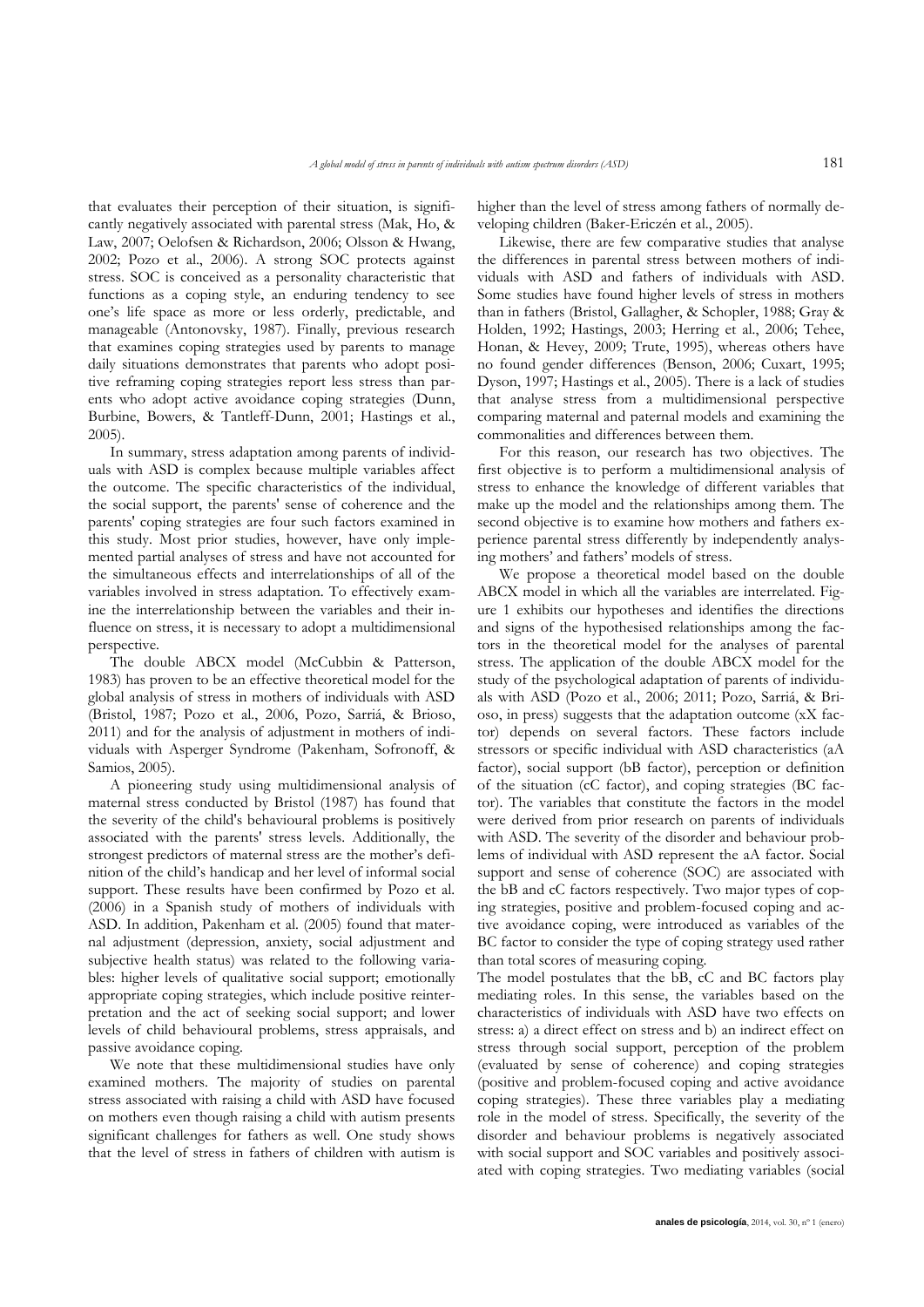that evaluates their perception of their situation, is significantly negatively associated with parental stress (Mak, Ho, & Law, 2007; Oelofsen & Richardson, 2006; Olsson & Hwang, 2002; Pozo et al., 2006). A strong SOC protects against stress. SOC is conceived as a personality characteristic that functions as a coping style, an enduring tendency to see one's life space as more or less orderly, predictable, and manageable (Antonovsky, 1987). Finally, previous research that examines coping strategies used by parents to manage daily situations demonstrates that parents who adopt positive reframing coping strategies report less stress than parents who adopt active avoidance coping strategies (Dunn, Burbine, Bowers, & Tantleff-Dunn, 2001; Hastings et al., 2005).

In summary, stress adaptation among parents of individuals with ASD is complex because multiple variables affect the outcome. The specific characteristics of the individual, the social support, the parents' sense of coherence and the parents' coping strategies are four such factors examined in this study. Most prior studies, however, have only implemented partial analyses of stress and have not accounted for the simultaneous effects and interrelationships of all of the variables involved in stress adaptation. To effectively examine the interrelationship between the variables and their influence on stress, it is necessary to adopt a multidimensional perspective.

The double ABCX model (McCubbin & Patterson, 1983) has proven to be an effective theoretical model for the global analysis of stress in mothers of individuals with ASD (Bristol, 1987; Pozo et al., 2006, Pozo, Sarriá, & Brioso, 2011) and for the analysis of adjustment in mothers of individuals with Asperger Syndrome (Pakenham, Sofronoff, & Samios, 2005).

A pioneering study using multidimensional analysis of maternal stress conducted by Bristol (1987) has found that the severity of the child's behavioural problems is positively associated with the parents' stress levels. Additionally, the strongest predictors of maternal stress are the mother's definition of the child's handicap and her level of informal social support. These results have been confirmed by Pozo et al. (2006) in a Spanish study of mothers of individuals with ASD. In addition, Pakenham et al. (2005) found that maternal adjustment (depression, anxiety, social adjustment and subjective health status) was related to the following variables: higher levels of qualitative social support; emotionally appropriate coping strategies, which include positive reinterpretation and the act of seeking social support; and lower levels of child behavioural problems, stress appraisals, and passive avoidance coping.

We note that these multidimensional studies have only examined mothers. The majority of studies on parental stress associated with raising a child with ASD have focused on mothers even though raising a child with autism presents significant challenges for fathers as well. One study shows that the level of stress in fathers of children with autism is higher than the level of stress among fathers of normally developing children (Baker-Ericzén et al., 2005).

Likewise, there are few comparative studies that analyse the differences in parental stress between mothers of individuals with ASD and fathers of individuals with ASD. Some studies have found higher levels of stress in mothers than in fathers (Bristol, Gallagher, & Schopler, 1988; Gray & Holden, 1992; Hastings, 2003; Herring et al., 2006; Tehee, Honan, & Hevey, 2009; Trute, 1995), whereas others have no found gender differences (Benson, 2006; Cuxart, 1995; Dyson, 1997; Hastings et al., 2005). There is a lack of studies that analyse stress from a multidimensional perspective comparing maternal and paternal models and examining the commonalities and differences between them.

For this reason, our research has two objectives. The first objective is to perform a multidimensional analysis of stress to enhance the knowledge of different variables that make up the model and the relationships among them. The second objective is to examine how mothers and fathers experience parental stress differently by independently analysing mothers' and fathers' models of stress.

We propose a theoretical model based on the double ABCX model in which all the variables are interrelated. Figure 1 exhibits our hypotheses and identifies the directions and signs of the hypothesised relationships among the factors in the theoretical model for the analyses of parental stress. The application of the double ABCX model for the study of the psychological adaptation of parents of individuals with ASD (Pozo et al., 2006; 2011; Pozo, Sarriá, & Brioso, in press) suggests that the adaptation outcome (xX factor) depends on several factors. These factors include stressors or specific individual with ASD characteristics (aA factor), social support (bB factor), perception or definition of the situation (cC factor), and coping strategies (BC factor). The variables that constitute the factors in the model were derived from prior research on parents of individuals with ASD. The severity of the disorder and behaviour problems of individual with ASD represent the aA factor. Social support and sense of coherence (SOC) are associated with the bB and cC factors respectively. Two major types of coping strategies, positive and problem-focused coping and active avoidance coping, were introduced as variables of the BC factor to consider the type of coping strategy used rather than total scores of measuring coping.

The model postulates that the bB, cC and BC factors play mediating roles. In this sense, the variables based on the characteristics of individuals with ASD have two effects on stress: a) a direct effect on stress and b) an indirect effect on stress through social support, perception of the problem (evaluated by sense of coherence) and coping strategies (positive and problem-focused coping and active avoidance coping strategies). These three variables play a mediating role in the model of stress. Specifically, the severity of the disorder and behaviour problems is negatively associated with social support and SOC variables and positively associated with coping strategies. Two mediating variables (social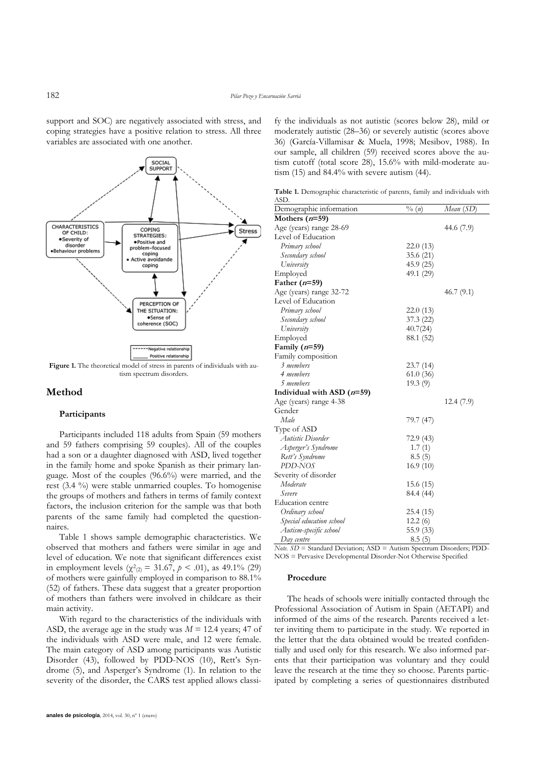support and SOC) are negatively associated with stress, and coping strategies have a positive relation to stress. All three variables are associated with one another.

**Figure 1.** The theoretical model of stress in parents of individuals with autism spectrum disorders.

## Method

### Participants

Participants included 118 adults from Spain (59 mothers and 59 fathers comprising 59 couples). All of the couples had a son or a daughter diagnosed with ASD, lived together in the family home and spoke Spanish as their primary language. Most of the couples (96.6%) were married, and the rest (3.4 %) were stable unmarried couples. To homogenise the groups of mothers and fathers in terms of family context factors, the inclusion criterion for the sample was that both parents of the same family had completed the questionnaires.

Table 1 shows sample demographic characteristics. We observed that mothers and fathers were similar in age and level of education. We note that significant differences exist in employment levels ($\chi^2_{(2)} = 31.67$, $p < .01$), as 49.1% (29) of mothers were gainfully employed in comparison to 88.1% (52) of fathers. These data suggest that a greater proportion of mothers than fathers were involved in childcare as their main activity.

With regard to the characteristics of the individuals with ASD, the average age in the study was $M = 12.4$ years; 47 of the individuals with ASD were male, and 12 were female. The main category of ASD among participants was Autistic Disorder (43), followed by PDD-NOS (10), Rett's Syndrome (5), and Asperger's Syndrome (1). In relation to the severity of the disorder, the CARS test applied allows classify the individuals as not autistic (scores below 28), mild or moderately autistic (28–36) or severely autistic (scores above 36) (García-Villamisar & Muela, 1998; Mesibov, 1988). In our sample, all children (59) received scores above the autism cutoff (total score 28), 15.6% with mild-moderate autism (15) and 84.4% with severe autism (44).

**Table 1.** Demographic characteristic of parents, family and individuals with ASD.

| Demographic information | % (*n*) | *Mean* (*SD*) |
|---|---|---|
| **Mothers (*n*=59)** | | |
| Age (years) range 28-69 | | 44.6 (7.9) |
| Level of Education | | |
| *Primary school* | 22.0 (13) | |
| *Secondary school* | 35.6 (21) | |
| *University* | 45.9 (25) | |
| Employed | 49.1 (29) | |
| **Father (*n*=59)** | | |
| Age (years) range 32-72 | | 46.7 (9.1) |
| Level of Education | | |
| *Primary school* | 22.0 (13) | |
| *Secondary school* | 37.3 (22) | |
| *University* | 40.7(24) | |
| Employed | 88.1 (52) | |
| **Family (*n*=59)** | | |
| Family composition | | |
| *3 members* | 23.7 (14) | |
| *4 members* | 61.0 (36) | |
| *5 members* | 19.3 (9) | |
| **Individual with ASD (*n*=59)** | | |
| Age (years) range 4-38 | | 12.4 (7.9) |
| Gender | | |
| *Male* | 79.7 (47) | |
| Type of ASD | | |
| *Autistic Disorder* | 72.9 (43) | |
| *Asperger's Syndrome* | 1.7 (1) | |
| *Rett's Syndrome* | 8.5 (5) | |
| *PDD-NOS* | 16.9 (10) | |
| Severity of disorder | | |
| *Moderate* | 15.6 (15) | |
| *Severe* | 84.4 (44) | |
| Education centre | | |
| *Ordinary school* | 25.4 (15) | |
| *Special education school* | 12.2 (6) | |
| *Autism-specific school* | 55.9 (33) | |
| *Day centre* | 8.5 (5) | |

*Note. SD* = Standard Deviation; ASD = Autism Spectrum Disorders; PDD-NOS = Pervasive Developmental Disorder-Not Otherwise Specified

### Procedure

The heads of schools were initially contacted through the Professional Association of Autism in Spain (AETAPI) and informed of the aims of the research. Parents received a letter inviting them to participate in the study. We reported in the letter that the data obtained would be treated confidentially and used only for this research. We also informed parents that their participation was voluntary and they could leave the research at the time they so choose. Parents participated by completing a series of questionnaires distributed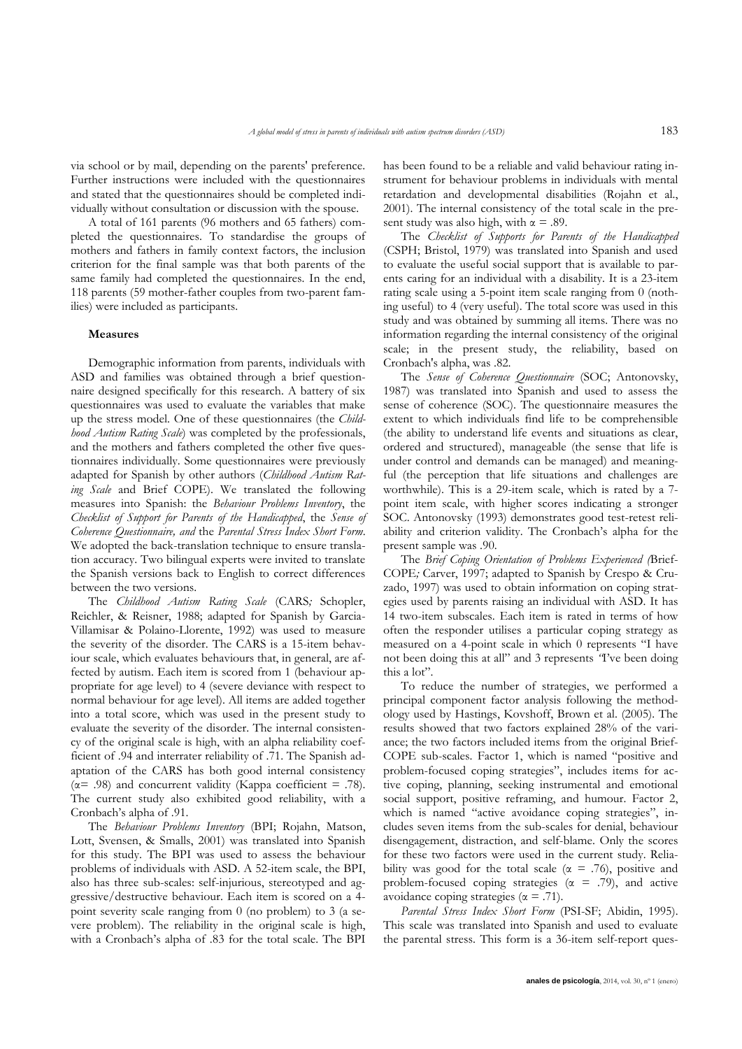via school or by mail, depending on the parents' preference. Further instructions were included with the questionnaires and stated that the questionnaires should be completed individually without consultation or discussion with the spouse.

A total of 161 parents (96 mothers and 65 fathers) completed the questionnaires. To standardise the groups of mothers and fathers in family context factors, the inclusion criterion for the final sample was that both parents of the same family had completed the questionnaires. In the end, 118 parents (59 mother-father couples from two-parent families) were included as participants.

### Measures

Demographic information from parents, individuals with ASD and families was obtained through a brief questionnaire designed specifically for this research. A battery of six questionnaires was used to evaluate the variables that make up the stress model. One of these questionnaires (the *Childhood Autism Rating Scale*) was completed by the professionals, and the mothers and fathers completed the other five questionnaires individually. Some questionnaires were previously adapted for Spanish by other authors (*Childhood Autism Rating Scale* and Brief COPE). We translated the following measures into Spanish: the *Behaviour Problems Inventory*, the *Checklist of Support for Parents of the Handicapped*, the *Sense of Coherence Questionnaire, and* the *Parental Stress Index Short Form*. We adopted the back-translation technique to ensure translation accuracy. Two bilingual experts were invited to translate the Spanish versions back to English to correct differences between the two versions.

The *Childhood Autism Rating Scale* (CARS*;* Schopler, Reichler, & Reisner, 1988; adapted for Spanish by Garcia-Villamisar & Polaino-Llorente, 1992) was used to measure the severity of the disorder. The CARS is a 15-item behaviour scale, which evaluates behaviours that, in general, are affected by autism. Each item is scored from 1 (behaviour appropriate for age level) to 4 (severe deviance with respect to normal behaviour for age level). All items are added together into a total score, which was used in the present study to evaluate the severity of the disorder. The internal consistency of the original scale is high, with an alpha reliability coefficient of .94 and interrater reliability of .71. The Spanish adaptation of the CARS has both good internal consistency ($\alpha$= .98) and concurrent validity (Kappa coefficient = .78). The current study also exhibited good reliability, with a Cronbach's alpha of .91.

The *Behaviour Problems Inventory* (BPI; Rojahn, Matson, Lott, Svensen, & Smalls, 2001) was translated into Spanish for this study. The BPI was used to assess the behaviour problems of individuals with ASD. A 52-item scale, the BPI, also has three sub-scales: self-injurious, stereotyped and aggressive/destructive behaviour. Each item is scored on a 4-point severity scale ranging from 0 (no problem) to 3 (a severe problem). The reliability in the original scale is high, with a Cronbach's alpha of .83 for the total scale. The BPI has been found to be a reliable and valid behaviour rating instrument for behaviour problems in individuals with mental retardation and developmental disabilities (Rojahn et al., 2001). The internal consistency of the total scale in the present study was also high, with $\alpha$ = .89.

The *Checklist of Supports for Parents of the Handicapped* (CSPH; Bristol, 1979) was translated into Spanish and used to evaluate the useful social support that is available to parents caring for an individual with a disability. It is a 23-item rating scale using a 5-point item scale ranging from 0 (nothing useful) to 4 (very useful). The total score was used in this study and was obtained by summing all items. There was no information regarding the internal consistency of the original scale; in the present study, the reliability, based on Cronbach's alpha, was .82.

The *Sense of Coherence Questionnaire* (SOC; Antonovsky, 1987) was translated into Spanish and used to assess the sense of coherence (SOC). The questionnaire measures the extent to which individuals find life to be comprehensible (the ability to understand life events and situations as clear, ordered and structured), manageable (the sense that life is under control and demands can be managed) and meaningful (the perception that life situations and challenges are worthwhile). This is a 29-item scale, which is rated by a 7-point item scale, with higher scores indicating a stronger SOC. Antonovsky (1993) demonstrates good test-retest reliability and criterion validity. The Cronbach's alpha for the present sample was .90.

The *Brief Coping Orientation of Problems Experienced (*Brief-COPE*;* Carver, 1997; adapted to Spanish by Crespo & Cruzado, 1997) was used to obtain information on coping strategies used by parents raising an individual with ASD. It has 14 two-item subscales. Each item is rated in terms of how often the responder utilises a particular coping strategy as measured on a 4-point scale in which 0 represents "I have not been doing this at all" and 3 represents *"*I've been doing this a lot".

To reduce the number of strategies, we performed a principal component factor analysis following the methodology used by Hastings, Kovshoff, Brown et al. (2005). The results showed that two factors explained 28% of the variance; the two factors included items from the original Brief-COPE sub-scales. Factor 1, which is named "positive and problem-focused coping strategies", includes items for active coping, planning, seeking instrumental and emotional social support, positive reframing, and humour. Factor 2, which is named "active avoidance coping strategies", includes seven items from the sub-scales for denial, behaviour disengagement, distraction, and self-blame. Only the scores for these two factors were used in the current study. Reliability was good for the total scale ($\alpha$ = .76), positive and problem-focused coping strategies ($\alpha$ = .79), and active avoidance coping strategies ($\alpha$ = .71).

*Parental Stress Index Short Form* (PSI-SF; Abidin, 1995). This scale was translated into Spanish and used to evaluate the parental stress. This form is a 36-item self-report ques-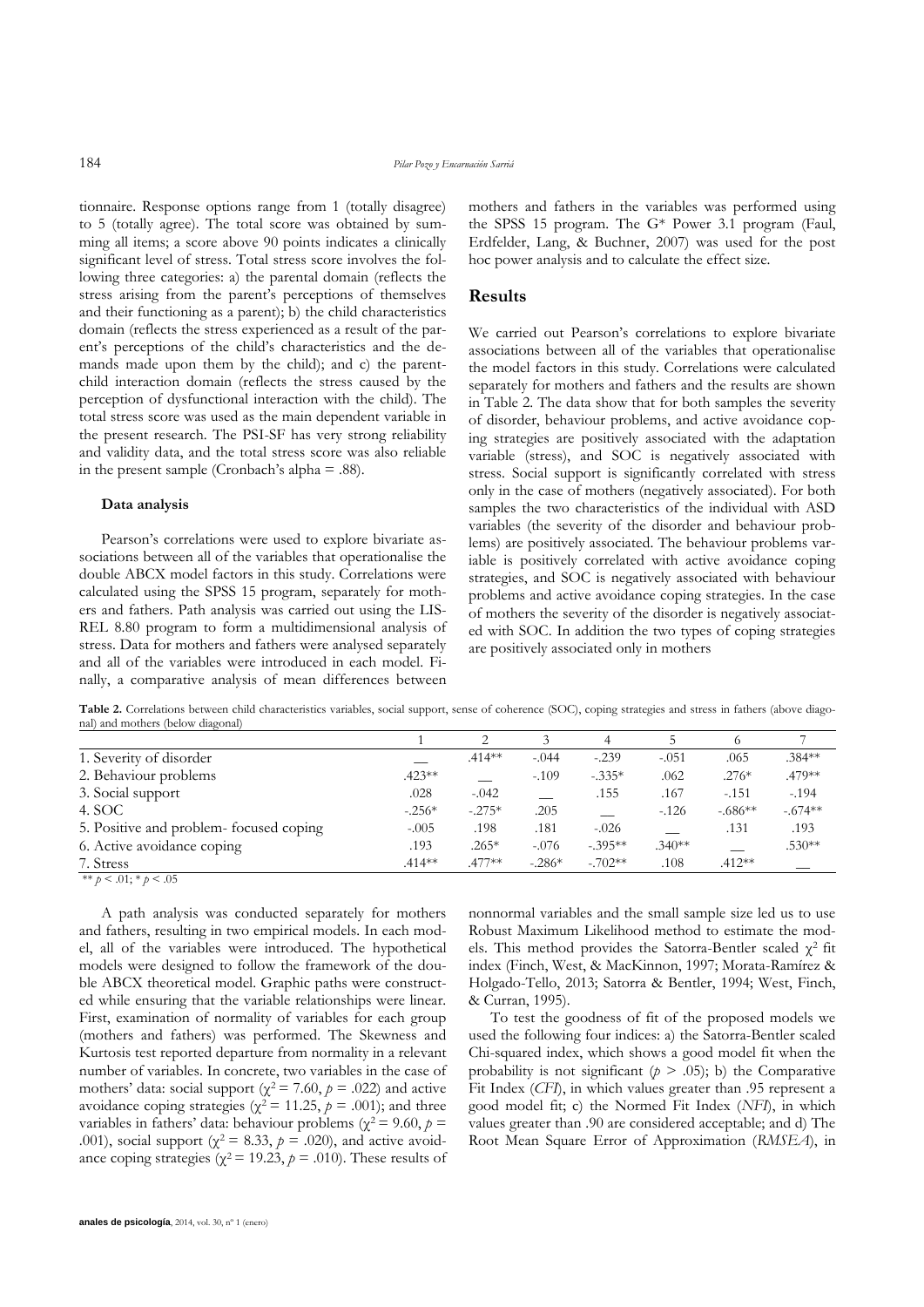tionnaire. Response options range from 1 (totally disagree) to 5 (totally agree). The total score was obtained by summing all items; a score above 90 points indicates a clinically significant level of stress. Total stress score involves the following three categories: a) the parental domain (reflects the stress arising from the parent's perceptions of themselves and their functioning as a parent); b) the child characteristics domain (reflects the stress experienced as a result of the parent's perceptions of the child's characteristics and the demands made upon them by the child); and c) the parent-child interaction domain (reflects the stress caused by the perception of dysfunctional interaction with the child). The total stress score was used as the main dependent variable in the present research. The PSI-SF has very strong reliability and validity data, and the total stress score was also reliable in the present sample (Cronbach's alpha = .88).

#### Data analysis

Pearson's correlations were used to explore bivariate associations between all of the variables that operationalise the double ABCX model factors in this study. Correlations were calculated using the SPSS 15 program, separately for mothers and fathers. Path analysis was carried out using the LISREL 8.80 program to form a multidimensional analysis of stress. Data for mothers and fathers were analysed separately and all of the variables were introduced in each model. Finally, a comparative analysis of mean differences between mothers and fathers in the variables was performed using the SPSS 15 program. The G* Power 3.1 program (Faul, Erdfelder, Lang, & Buchner, 2007) was used for the post hoc power analysis and to calculate the effect size.

## Results

We carried out Pearson's correlations to explore bivariate associations between all of the variables that operationalise the model factors in this study. Correlations were calculated separately for mothers and fathers and the results are shown in Table 2. The data show that for both samples the severity of disorder, behaviour problems, and active avoidance coping strategies are positively associated with the adaptation variable (stress), and SOC is negatively associated with stress. Social support is significantly correlated with stress only in the case of mothers (negatively associated). For both samples the two characteristics of the individual with ASD variables (the severity of the disorder and behaviour problems) are positively associated. The behaviour problems variable is positively correlated with active avoidance coping strategies, and SOC is negatively associated with behaviour problems and active avoidance coping strategies. In the case of mothers the severity of the disorder is negatively associated with SOC. In addition the two types of coping strategies are positively associated only in mothers

**Table 2.** Correlations between child characteristics variables, social support, sense of coherence (SOC), coping strategies and stress in fathers (above diagonal) and mothers (below diagonal)

| | 1 | 2 | 3 | 4 | 5 | 6 | 7 |
|---|---|---|---|---|---|---|---|
| 1. Severity of disorder | __ | .414** | -.044 | -.239 | -.051 | .065 | .384** |
| 2. Behaviour problems | .423** | __ | -.109 | -.335* | .062 | .276* | .479** |
| 3. Social support | .028 | -.042 | __ | .155 | .167 | -.151 | -.194 |
| 4. SOC | -.256* | -.275* | .205 | __ | -.126 | -.686** | -.674** |
| 5. Positive and problem- focused coping | -.005 | .198 | .181 | -.026 | __ | .131 | .193 |
| 6. Active avoidance coping | .193 | .265* | -.076 | -.395** | .340** | __ | .530** |
| 7. Stress | .414** | .477** | -.286* | -.702** | .108 | .412** | __ |

** $p < .01$; * $p < .05$

A path analysis was conducted separately for mothers and fathers, resulting in two empirical models. In each model, all of the variables were introduced. The hypothetical models were designed to follow the framework of the double ABCX theoretical model. Graphic paths were constructed while ensuring that the variable relationships were linear. First, examination of normality of variables for each group (mothers and fathers) was performed. The Skewness and Kurtosis test reported departure from normality in a relevant number of variables. In concrete, two variables in the case of mothers' data: social support ($\chi^2 = 7.60$, $p = .022$) and active avoidance coping strategies ($\chi^2 = 11.25$, $p = .001$); and three variables in fathers' data: behaviour problems ($\chi^2 = 9.60$, $p = .001$), social support ($\chi^2 = 8.33$, $p = .020$), and active avoidance coping strategies ($\chi^2 = 19.23$, $p = .010$). These results of nonnormal variables and the small sample size led us to use Robust Maximum Likelihood method to estimate the models. This method provides the Satorra-Bentler scaled $\chi^2$ fit index (Finch, West, & MacKinnon, 1997; Morata-Ramírez & Holgado-Tello, 2013; Satorra & Bentler, 1994; West, Finch, & Curran, 1995).

To test the goodness of fit of the proposed models we used the following four indices: a) the Satorra-Bentler scaled Chi-squared index, which shows a good model fit when the probability is not significant ($p > .05$); b) the Comparative Fit Index (*CFI*), in which values greater than .95 represent a good model fit; c) the Normed Fit Index (*NFI*), in which values greater than .90 are considered acceptable; and d) The Root Mean Square Error of Approximation (*RMSEA*), in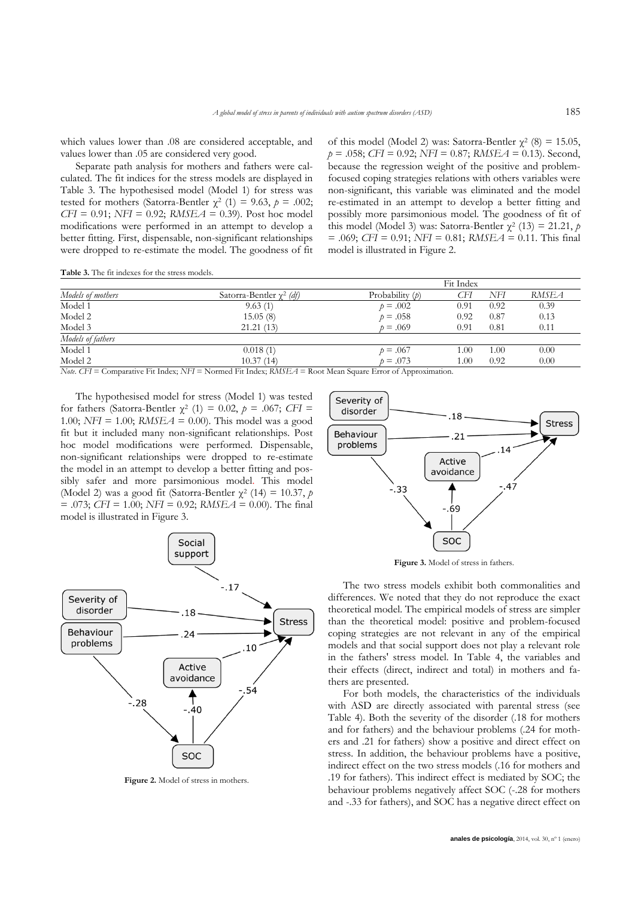which values lower than .08 are considered acceptable, and values lower than .05 are considered very good.

Separate path analysis for mothers and fathers were calculated. The fit indices for the stress models are displayed in Table 3. The hypothesised model (Model 1) for stress was tested for mothers (Satorra-Bentler $\chi^2$ (1) = 9.63, $p$ = .002; *CFI* = 0.91; *NFI* = 0.92; *RMSEA* = 0.39). Post hoc model modifications were performed in an attempt to develop a better fitting. First, dispensable, non-significant relationships were dropped to re-estimate the model. The goodness of fit of this model (Model 2) was: Satorra-Bentler $\chi^2$ (8) = 15.05, $p$ = .058; *CFI* = 0.92; *NFI* = 0.87; *RMSEA* = 0.13). Second, because the regression weight of the positive and problem-focused coping strategies relations with others variables were non-significant, this variable was eliminated and the model re-estimated in an attempt to develop a better fitting and possibly more parsimonious model. The goodness of fit of this model (Model 3) was: Satorra-Bentler $\chi^2$ (13) = 21.21, $p$ = .069; *CFI* = 0.91; *NFI* = 0.81; *RMSEA* = 0.11. This final model is illustrated in Figure 2.

**Table 3.** The fit indexes for the stress models.

| | | Fit Index | | | |
|---|---|---|---|---|---|
| *Models of mothers* | Satorra-Bentler $\chi^2$ *(df)* | Probability ($p$) | *CFI* | *NFI* | *RMSEA* |
| Model 1 | 9.63 (1) | $p$ = .002 | 0.91 | 0.92 | 0.39 |
| Model 2 | 15.05 (8) | $p$ = .058 | 0.92 | 0.87 | 0.13 |
| Model 3 | 21.21 (13) | $p$ = .069 | 0.91 | 0.81 | 0.11 |
| *Models of fathers* | | | | | |
| Model 1 | 0.018 (1) | $p$ = .067 | 1.00 | 1.00 | 0.00 |
| Model 2 | 10.37 (14) | $p$ = .073 | 1.00 | 0.92 | 0.00 |

*Note*. *CFI* = Comparative Fit Index; *NFI* = Normed Fit Index; *RMSEA* = Root Mean Square Error of Approximation.

The hypothesised model for stress (Model 1) was tested for fathers (Satorra-Bentler $\chi^2$ (1) = 0.02, $p$ = .067; *CFI* = 1.00; *NFI* = 1.00; *RMSEA* = 0.00). This model was a good fit but it included many non-significant relationships. Post hoc model modifications were performed. Dispensable, non-significant relationships were dropped to re-estimate the model in an attempt to develop a better fitting and possibly safer and more parsimonious model. This model (Model 2) was a good fit (Satorra-Bentler $\chi^2$ (14) = 10.37, $p$ = .073; *CFI* = 1.00; *NFI* = 0.92; *RMSEA* = 0.00). The final model is illustrated in Figure 3.

**Figure 2.** Model of stress in mothers.

**Figure 3.** Model of stress in fathers.

The two stress models exhibit both commonalities and differences. We noted that they do not reproduce the exact theoretical model. The empirical models of stress are simpler than the theoretical model: positive and problem-focused coping strategies are not relevant in any of the empirical models and that social support does not play a relevant role in the fathers' stress model. In Table 4, the variables and their effects (direct, indirect and total) in mothers and fathers are presented.

For both models, the characteristics of the individuals with ASD are directly associated with parental stress (see Table 4). Both the severity of the disorder (.18 for mothers and for fathers) and the behaviour problems (.24 for mothers and .21 for fathers) show a positive and direct effect on stress. In addition, the behaviour problems have a positive, indirect effect on the two stress models (.16 for mothers and .19 for fathers). This indirect effect is mediated by SOC; the behaviour problems negatively affect SOC (-.28 for mothers and -.33 for fathers), and SOC has a negative direct effect on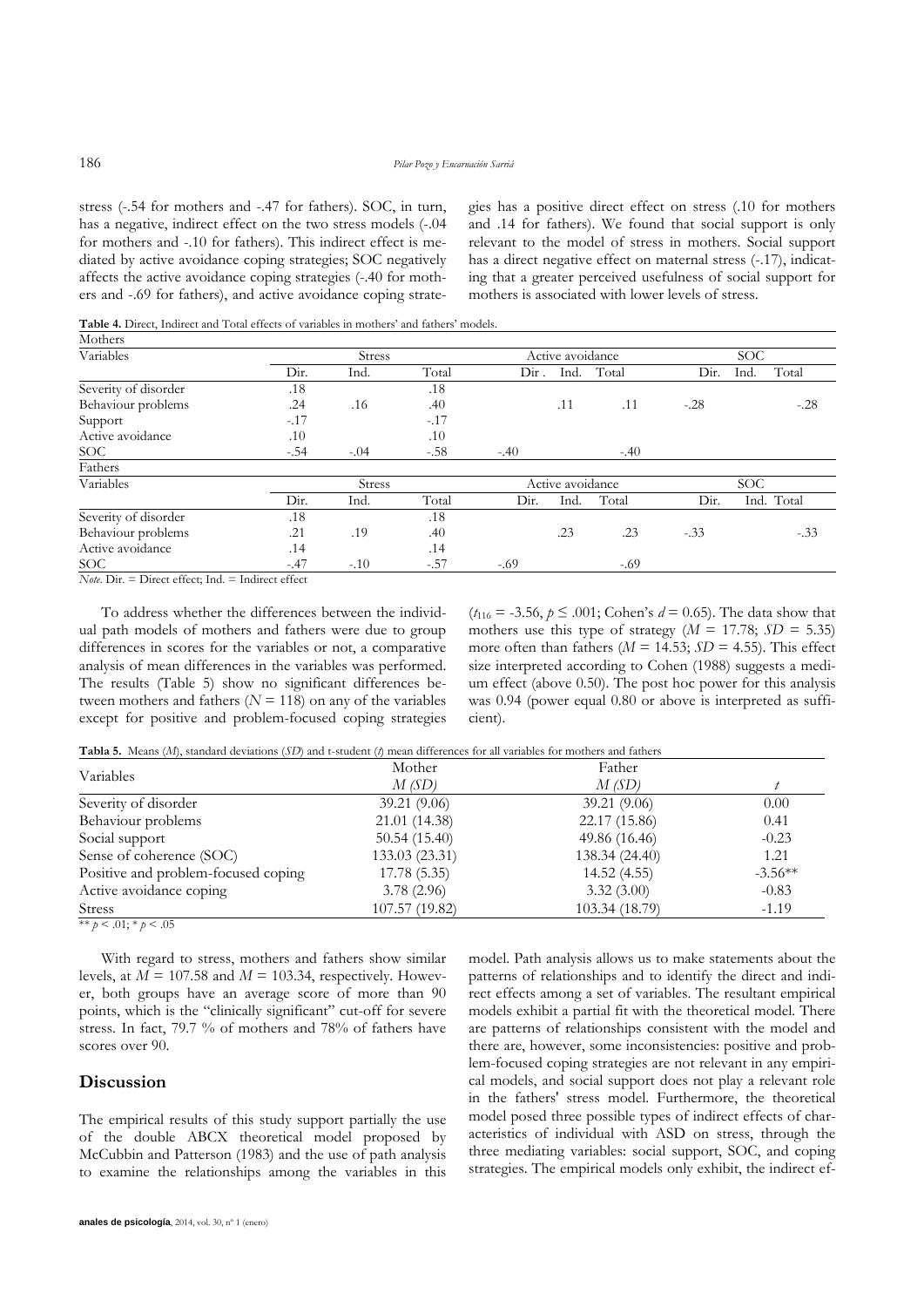stress (-.54 for mothers and -.47 for fathers). SOC, in turn, has a negative, indirect effect on the two stress models (-.04 for mothers and -.10 for fathers). This indirect effect is mediated by active avoidance coping strategies; SOC negatively affects the active avoidance coping strategies (-.40 for mothers and -.69 for fathers), and active avoidance coping strategies has a positive direct effect on stress (.10 for mothers and .14 for fathers). We found that social support is only relevant to the model of stress in mothers. Social support has a direct negative effect on maternal stress (-.17), indicating that a greater perceived usefulness of social support for mothers is associated with lower levels of stress.

**Table 4.** Direct, Indirect and Total effects of variables in mothers' and fathers' models.

| Mothers | | | | | | | | | |
|---|---|---|---|---|---|---|---|---|---|
| Variables | Stress | | | Active avoidance | | | SOC | | |
| | Dir. | Ind. | Total | Dir . | Ind. | Total | Dir. | Ind. | Total |
| Severity of disorder | .18 | | .18 | | | | | | |
| Behaviour problems | .24 | .16 | .40 | | .11 | .11 | -.28 | | -.28 |
| Support | -.17 | | -.17 | | | | | | |
| Active avoidance | .10 | | .10 | | | | | | |
| SOC | -.54 | -.04 | -.58 | -.40 | | -.40 | | | |
| **Fathers** | | | | | | | | | |
| Variables | Stress | | | Active avoidance | | | SOC | | |
| | Dir. | Ind. | Total | Dir. | Ind. | Total | Dir. | Ind. | Total |
| Severity of disorder | .18 | | .18 | | | | | | |
| Behaviour problems | .21 | .19 | .40 | | .23 | .23 | -.33 | | -.33 |
| Active avoidance | .14 | | .14 | | | | | | |
| SOC | -.47 | -.10 | -.57 | -.69 | | -.69 | | | |

*Note*. Dir. = Direct effect; Ind. = Indirect effect

To address whether the differences between the individual path models of mothers and fathers were due to group differences in scores for the variables or not, a comparative analysis of mean differences in the variables was performed. The results (Table 5) show no significant differences between mothers and fathers ($N$ = 118) on any of the variables except for positive and problem-focused coping strategies ($t_{116}$ = -3.56, $p \leq .001$; Cohen's $d$ = 0.65). The data show that mothers use this type of strategy ($M$ = 17.78; $SD$ = 5.35) more often than fathers ($M$ = 14.53; $SD$ = 4.55). This effect size interpreted according to Cohen (1988) suggests a medium effect (above 0.50). The post hoc power for this analysis was 0.94 (power equal 0.80 or above is interpreted as sufficient).

**Tabla 5.** Means ($M$), standard deviations ($SD$) and t-student ($t$) mean differences for all variables for mothers and fathers

| Variables | Mother $M$ ($SD$) | Father $M$ ($SD$) | $t$ |
|---|---|---|---|
| Severity of disorder | 39.21 (9.06) | 39.21 (9.06) | 0.00 |
| Behaviour problems | 21.01 (14.38) | 22.17 (15.86) | 0.41 |
| Social support | 50.54 (15.40) | 49.86 (16.46) | -0.23 |
| Sense of coherence (SOC) | 133.03 (23.31) | 138.34 (24.40) | 1.21 |
| Positive and problem-focused coping | 17.78 (5.35) | 14.52 (4.55) | -3.56** |
| Active avoidance coping | 3.78 (2.96) | 3.32 (3.00) | -0.83 |
| Stress | 107.57 (19.82) | 103.34 (18.79) | -1.19 |

** $p < .01$; * $p < .05$

With regard to stress, mothers and fathers show similar levels, at $M$ = 107.58 and $M$ = 103.34, respectively. However, both groups have an average score of more than 90 points, which is the "clinically significant" cut-off for severe stress. In fact, 79.7 % of mothers and 78% of fathers have scores over 90.

## Discussion

The empirical results of this study support partially the use of the double ABCX theoretical model proposed by McCubbin and Patterson (1983) and the use of path analysis to examine the relationships among the variables in this model. Path analysis allows us to make statements about the patterns of relationships and to identify the direct and indirect effects among a set of variables. The resultant empirical models exhibit a partial fit with the theoretical model. There are patterns of relationships consistent with the model and there are, however, some inconsistencies: positive and problem-focused coping strategies are not relevant in any empirical models, and social support does not play a relevant role in the fathers' stress model. Furthermore, the theoretical model posed three possible types of indirect effects of characteristics of individual with ASD on stress, through the three mediating variables: social support, SOC, and coping strategies. The empirical models only exhibit, the indirect ef-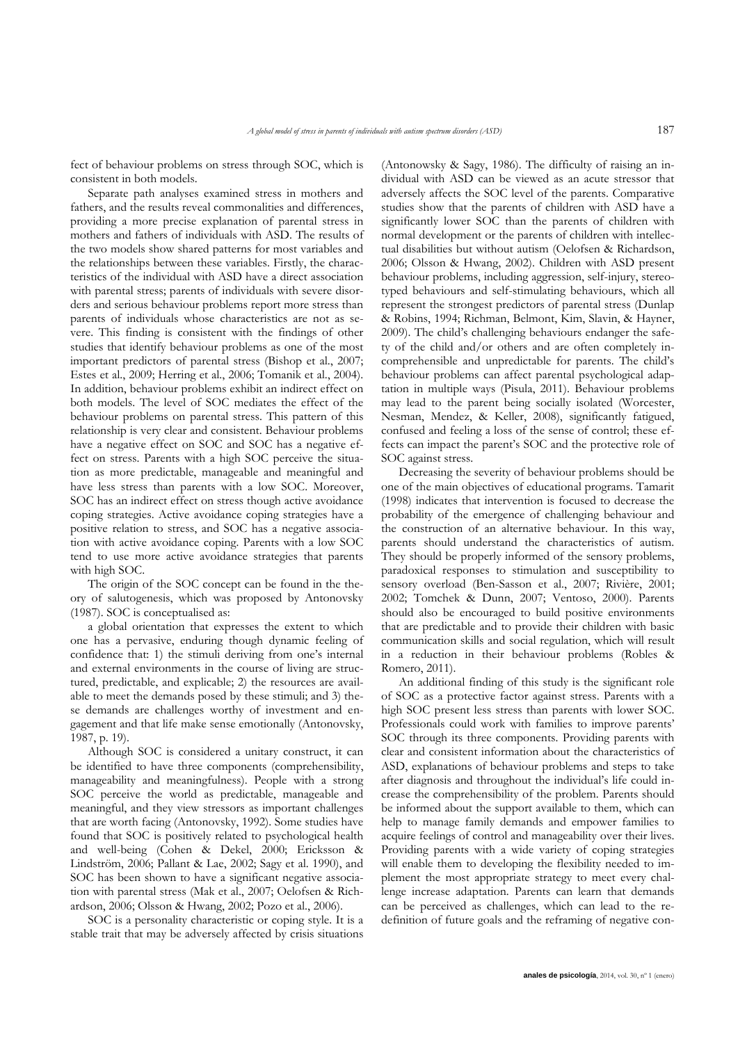fect of behaviour problems on stress through SOC, which is consistent in both models.

Separate path analyses examined stress in mothers and fathers, and the results reveal commonalities and differences, providing a more precise explanation of parental stress in mothers and fathers of individuals with ASD. The results of the two models show shared patterns for most variables and the relationships between these variables. Firstly, the characteristics of the individual with ASD have a direct association with parental stress; parents of individuals with severe disorders and serious behaviour problems report more stress than parents of individuals whose characteristics are not as severe. This finding is consistent with the findings of other studies that identify behaviour problems as one of the most important predictors of parental stress (Bishop et al., 2007; Estes et al., 2009; Herring et al., 2006; Tomanik et al., 2004). In addition, behaviour problems exhibit an indirect effect on both models. The level of SOC mediates the effect of the behaviour problems on parental stress. This pattern of this relationship is very clear and consistent. Behaviour problems have a negative effect on SOC and SOC has a negative effect on stress. Parents with a high SOC perceive the situation as more predictable, manageable and meaningful and have less stress than parents with a low SOC. Moreover, SOC has an indirect effect on stress though active avoidance coping strategies. Active avoidance coping strategies have a positive relation to stress, and SOC has a negative association with active avoidance coping. Parents with a low SOC tend to use more active avoidance strategies that parents with high SOC.

The origin of the SOC concept can be found in the theory of salutogenesis, which was proposed by Antonovsky (1987). SOC is conceptualised as:

a global orientation that expresses the extent to which one has a pervasive, enduring though dynamic feeling of confidence that: 1) the stimuli deriving from one's internal and external environments in the course of living are structured, predictable, and explicable; 2) the resources are available to meet the demands posed by these stimuli; and 3) these demands are challenges worthy of investment and engagement and that life make sense emotionally (Antonovsky, 1987, p. 19).

Although SOC is considered a unitary construct, it can be identified to have three components (comprehensibility, manageability and meaningfulness). People with a strong SOC perceive the world as predictable, manageable and meaningful, and they view stressors as important challenges that are worth facing (Antonovsky, 1992). Some studies have found that SOC is positively related to psychological health and well-being (Cohen & Dekel, 2000; Ericksson & Lindström, 2006; Pallant & Lae, 2002; Sagy et al. 1990), and SOC has been shown to have a significant negative association with parental stress (Mak et al., 2007; Oelofsen & Richardson, 2006; Olsson & Hwang, 2002; Pozo et al., 2006).

SOC is a personality characteristic or coping style. It is a stable trait that may be adversely affected by crisis situations (Antonowsky & Sagy, 1986). The difficulty of raising an individual with ASD can be viewed as an acute stressor that adversely affects the SOC level of the parents. Comparative studies show that the parents of children with ASD have a significantly lower SOC than the parents of children with normal development or the parents of children with intellectual disabilities but without autism (Oelofsen & Richardson, 2006; Olsson & Hwang, 2002). Children with ASD present behaviour problems, including aggression, self-injury, stereotyped behaviours and self-stimulating behaviours, which all represent the strongest predictors of parental stress (Dunlap & Robins, 1994; Richman, Belmont, Kim, Slavin, & Hayner, 2009). The child's challenging behaviours endanger the safety of the child and/or others and are often completely incomprehensible and unpredictable for parents. The child's behaviour problems can affect parental psychological adaptation in multiple ways (Pisula, 2011). Behaviour problems may lead to the parent being socially isolated (Worcester, Nesman, Mendez, & Keller, 2008), significantly fatigued, confused and feeling a loss of the sense of control; these effects can impact the parent's SOC and the protective role of SOC against stress.

Decreasing the severity of behaviour problems should be one of the main objectives of educational programs. Tamarit (1998) indicates that intervention is focused to decrease the probability of the emergence of challenging behaviour and the construction of an alternative behaviour. In this way, parents should understand the characteristics of autism. They should be properly informed of the sensory problems, paradoxical responses to stimulation and susceptibility to sensory overload (Ben-Sasson et al., 2007; Rivière, 2001; 2002; Tomchek & Dunn, 2007; Ventoso, 2000). Parents should also be encouraged to build positive environments that are predictable and to provide their children with basic communication skills and social regulation, which will result in a reduction in their behaviour problems (Robles & Romero, 2011).

An additional finding of this study is the significant role of SOC as a protective factor against stress. Parents with a high SOC present less stress than parents with lower SOC. Professionals could work with families to improve parents' SOC through its three components. Providing parents with clear and consistent information about the characteristics of ASD, explanations of behaviour problems and steps to take after diagnosis and throughout the individual's life could increase the comprehensibility of the problem. Parents should be informed about the support available to them, which can help to manage family demands and empower families to acquire feelings of control and manageability over their lives. Providing parents with a wide variety of coping strategies will enable them to developing the flexibility needed to implement the most appropriate strategy to meet every challenge increase adaptation. Parents can learn that demands can be perceived as challenges, which can lead to the redefinition of future goals and the reframing of negative con-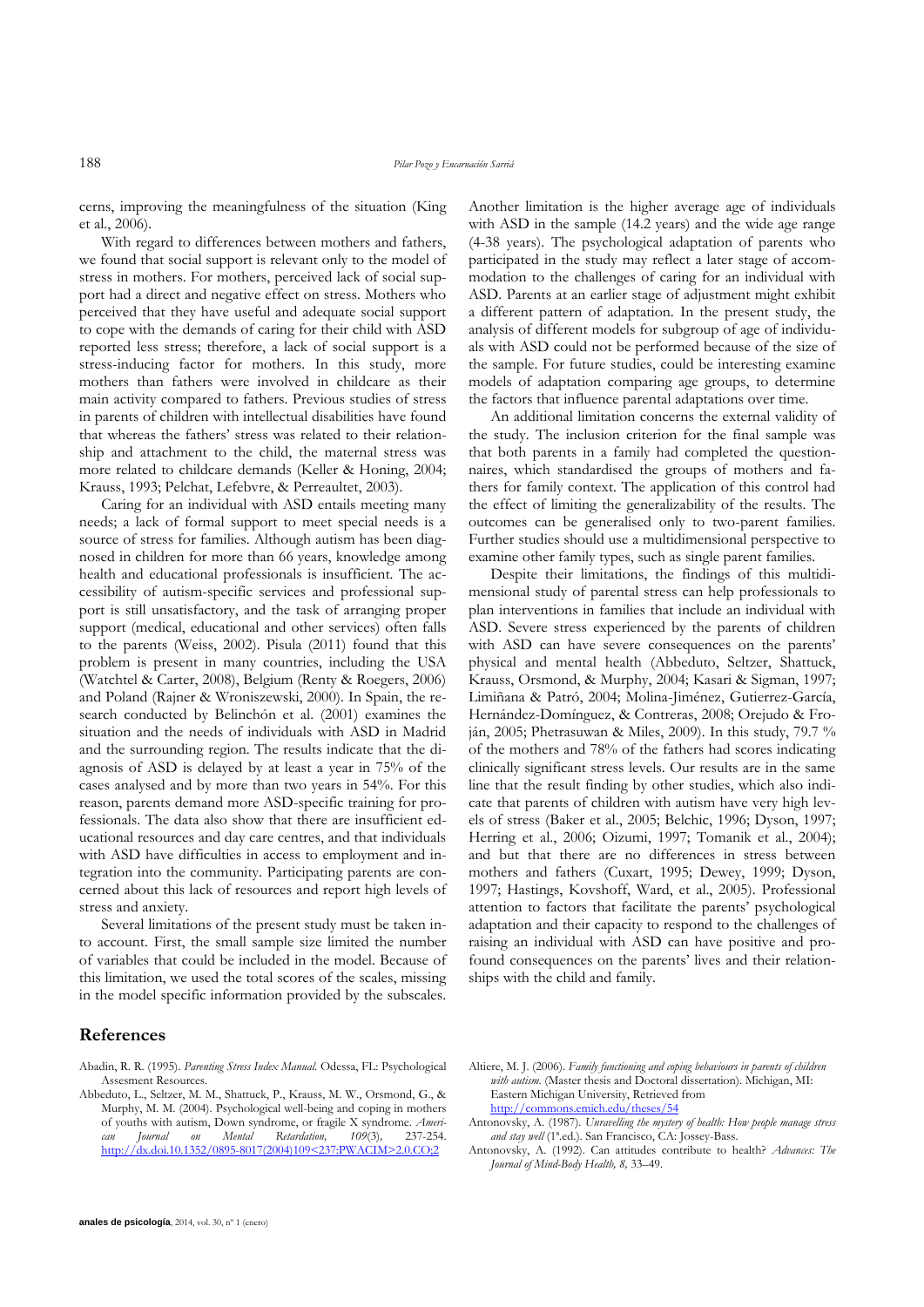cerns, improving the meaningfulness of the situation (King et al., 2006).

With regard to differences between mothers and fathers, we found that social support is relevant only to the model of stress in mothers. For mothers, perceived lack of social support had a direct and negative effect on stress. Mothers who perceived that they have useful and adequate social support to cope with the demands of caring for their child with ASD reported less stress; therefore, a lack of social support is a stress-inducing factor for mothers. In this study, more mothers than fathers were involved in childcare as their main activity compared to fathers. Previous studies of stress in parents of children with intellectual disabilities have found that whereas the fathers' stress was related to their relationship and attachment to the child, the maternal stress was more related to childcare demands (Keller & Honing, 2004; Krauss, 1993; Pelchat, Lefebvre, & Perreaultet, 2003).

Caring for an individual with ASD entails meeting many needs; a lack of formal support to meet special needs is a source of stress for families. Although autism has been diagnosed in children for more than 66 years, knowledge among health and educational professionals is insufficient. The accessibility of autism-specific services and professional support is still unsatisfactory, and the task of arranging proper support (medical, educational and other services) often falls to the parents (Weiss, 2002). Pisula (2011) found that this problem is present in many countries, including the USA (Watchtel & Carter, 2008), Belgium (Renty & Roegers, 2006) and Poland (Rajner & Wroniszewski, 2000). In Spain, the research conducted by Belinchón et al. (2001) examines the situation and the needs of individuals with ASD in Madrid and the surrounding region. The results indicate that the diagnosis of ASD is delayed by at least a year in 75% of the cases analysed and by more than two years in 54%. For this reason, parents demand more ASD-specific training for professionals. The data also show that there are insufficient educational resources and day care centres, and that individuals with ASD have difficulties in access to employment and integration into the community. Participating parents are concerned about this lack of resources and report high levels of stress and anxiety.

Several limitations of the present study must be taken into account. First, the small sample size limited the number of variables that could be included in the model. Because of this limitation, we used the total scores of the scales, missing in the model specific information provided by the subscales.

Another limitation is the higher average age of individuals with ASD in the sample (14.2 years) and the wide age range (4-38 years). The psychological adaptation of parents who participated in the study may reflect a later stage of accommodation to the challenges of caring for an individual with ASD. Parents at an earlier stage of adjustment might exhibit a different pattern of adaptation. In the present study, the analysis of different models for subgroup of age of individuals with ASD could not be performed because of the size of the sample. For future studies, could be interesting examine models of adaptation comparing age groups, to determine the factors that influence parental adaptations over time.

An additional limitation concerns the external validity of the study. The inclusion criterion for the final sample was that both parents in a family had completed the questionnaires, which standardised the groups of mothers and fathers for family context. The application of this control had the effect of limiting the generalizability of the results. The outcomes can be generalised only to two-parent families. Further studies should use a multidimensional perspective to examine other family types, such as single parent families.

Despite their limitations, the findings of this multidimensional study of parental stress can help professionals to plan interventions in families that include an individual with ASD. Severe stress experienced by the parents of children with ASD can have severe consequences on the parents' physical and mental health (Abbeduto, Seltzer, Shattuck, Krauss, Orsmond, & Murphy, 2004; Kasari & Sigman, 1997; Limiñana & Patró, 2004; Molina-Jiménez, Gutierrez-García, Hernández-Domínguez, & Contreras, 2008; Orejudo & Froján, 2005; Phetrasuwan & Miles, 2009). In this study, 79.7 % of the mothers and 78% of the fathers had scores indicating clinically significant stress levels. Our results are in the same line that the result finding by other studies, which also indicate that parents of children with autism have very high levels of stress (Baker et al., 2005; Belchic, 1996; Dyson, 1997; Herring et al., 2006; Oizumi, 1997; Tomanik et al., 2004); and but that there are no differences in stress between mothers and fathers (Cuxart, 1995; Dewey, 1999; Dyson, 1997; Hastings, Kovshoff, Ward, et al., 2005). Professional attention to factors that facilitate the parents' psychological adaptation and their capacity to respond to the challenges of raising an individual with ASD can have positive and profound consequences on the parents' lives and their relationships with the child and family.

## References

Abadin, R. R. (1995). *Parenting Stress Index Manual*. Odessa, FL: Psychological Assesment Resources.

Abbeduto, L., Seltzer, M. M., Shattuck, P., Krauss, M. W., Orsmond, G., & Murphy, M. M. (2004). Psychological well-being and coping in mothers of youths with autism, Down syndrome, or fragile X syndrome. *American Journal on Mental Retardation, 109*(3), 237-254. http://dx.doi.10.1352/0895-8017(2004)109<237:PWACIM>2.0.CO;2

Altiere, M. J. (2006). *Family functioning and coping behaviours in parents of children with autism*. (Master thesis and Doctoral dissertation). Michigan, MI: Eastern Michigan University, Retrieved from http://commons.emich.edu/theses/54

Antonovsky, A. (1987). *Unravelling the mystery of health: How people manage stress and stay well* (1ª.ed.). San Francisco, CA: Jossey-Bass.

Antonovsky, A. (1992). Can attitudes contribute to health? *Advances: The Journal of Mind-Body Health, 8,* 33–49.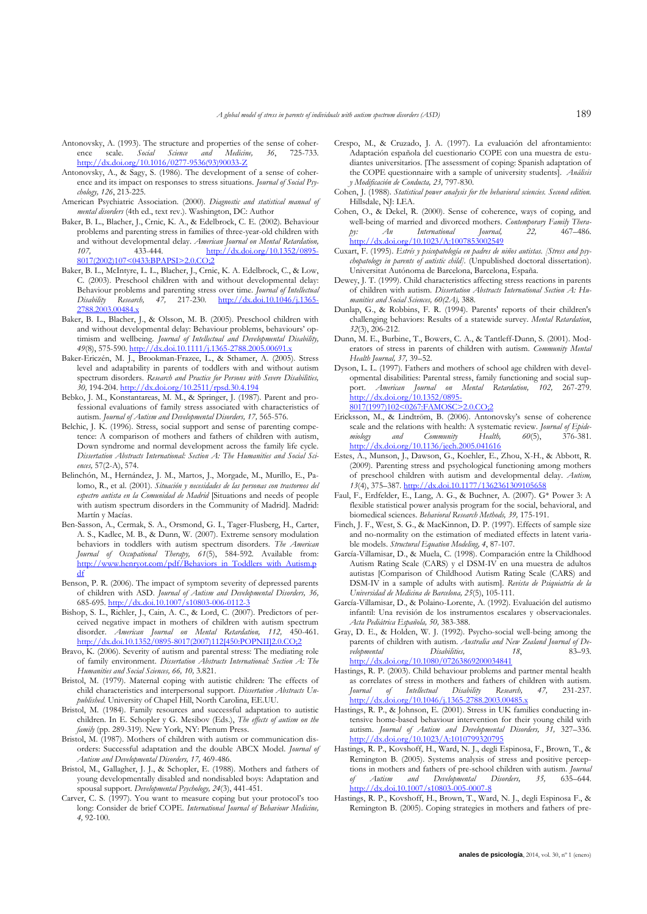Antonovsky, A. (1993). The structure and properties of the sense of coherence scale. *Social Science and Medicine, 36*, 725-733. http://dx.doi.org/10.1016/0277-9536(93)90033-Z

Antonovsky, A., & Sagy, S. (1986). The development of a sense of coherence and its impact on responses to stress situations. *Journal of Social Psychology, 126*, 213-225.

American Psychiatric Association. (2000). *Diagnostic and statistical manual of mental disorders* (4th ed., text rev.). Washington, DC: Author

Baker, B. L., Blacher, J., Crnic, K. A., & Edelbrock, C. E. (2002). Behaviour problems and parenting stress in families of three-year-old children with and without developmental delay. *American Journal on Mental Retardation, 107,* 433-444. http://dx.doi.org/10.1352/0895-8017(2002)107<0433:BPAPSI>2.0.CO;2

Baker, B. L., McIntyre, L. L., Blacher, J., Crnic, K. A. Edelbrock, C., & Low, C. (2003). Preschool children with and without developmental delay: Behaviour problems and parenting stress over time. *Journal of Intellectual Disability Research, 47,* 217-230. http://dx.doi.10.1046/j.1365-2788.2003.00484.x

Baker, B. L., Blacher, J., & Olsson, M. B. (2005). Preschool children with and without developmental delay: Behaviour problems, behaviours' optimism and wellbeing. *Journal of Intellectual and Developmental Disability, 49*(8), 575-590. http://dx.doi.10.1111/j.1365-2788.2005.00691.x

Baker-Ericzén, M. J., Brookman-Frazee, L., & Sthamer, A. (2005). Stress level and adaptability in parents of toddlers with and without autism spectrum disorders. *Research and Practice for Persons with Severe Disabilities, 30,* 194-204. http://dx.doi.org/10.2511/rpsd.30.4.194

Bebko, J. M., Konstantareas, M. M., & Springer, J. (1987). Parent and professional evaluations of family stress associated with characteristics of autism. *Journal of Autism and Developmental Disorders, 17,* 565-576.

Belchic, J. K. (1996). Stress, social support and sense of parenting competence: A comparison of mothers and fathers of children with autism, Down syndrome and normal development across the family life cycle. *Dissertation Abstracts International: Section A: The Humanities and Social Sciences,* 57(2-A), 574.

Belinchón, M., Hernández, J. M., Martos, J., Morgade, M., Murillo, E., Palomo, R., et al. (2001). *Situación y necesidades de las personas con trastornos del espectro autista en la Comunidad de Madrid* [Situations and needs of people with autism spectrum disorders in the Community of Madrid]. Madrid: Martín y Macías.

Ben-Sasson, A., Cermak, S. A., Orsmond, G. I., Tager-Flusberg, H., Carter, A. S., Kadlec, M. B., & Dunn, W. (2007). Extreme sensory modulation behaviors in toddlers with autism spectrum disorders. *The American Journal of Occupational Therapy, 61*(5), 584-592. Available from: http://www.henryot.com/pdf/Behaviors_in_Toddlers_with_Autism.pdf

Benson, P. R. (2006). The impact of symptom severity of depressed parents of children with ASD. *Journal of Autism and Developmental Disorders, 36,* 685-695. http://dx.doi.10.1007/s10803-006-0112-3

Bishop, S. L., Richler, J., Cain, A. C., & Lord, C. (2007). Predictors of perceived negative impact in mothers of children with autism spectrum disorder. *American Journal on Mental Retardation, 112,* 450-461. http://dx.doi.org/10.1352/0895-8017(2007)112[450:POPNII]2.0.CO;2

Bravo, K. (2006). Severity of autism and parental stress: The mediating role of family environment. *Dissertation Abstracts International: Section A: The Humanities and Social Sciences, 66, 10,* 3.821.

Bristol, M. (1979). Maternal coping with autistic children: The effects of child characteristics and interpersonal support. *Dissertation Abstracts Unpublished.* University of Chapel Hill, North Carolina, EE.UU.

Bristol, M. (1984). Family resources and successful adaptation to autistic children. In E. Schopler y G. Mesibov (Eds.), *The effects of autism on the family* (pp. 289-319). New York, NY: Plenum Press.

Bristol, M. (1987). Mothers of children with autism or communication disorders: Successful adaptation and the double ABCX Model. *Journal of Autism and Developmental Disorders, 17,* 469-486.

Bristol, M., Gallagher, J. J., & Schopler, E. (1988). Mothers and fathers of young developmentally disabled and nondisabled boys: Adaptation and spousal support. *Developmental Psychology, 24*(3), 441-451.

Carver, C. S. (1997). You want to measure coping but your protocol's too long: Consider de brief COPE. *International Journal of Behaviour Medicine, 4,* 92-100.

Crespo, M., & Cruzado, J. A. (1997). La evaluación del afrontamiento: Adaptación española del cuestionario COPE con una muestra de estudiantes universitarios. [The assessment of coping: Spanish adaptation of the COPE questionnaire with a sample of university students]. *Análisis y Modificación de Conducta, 23,* 797-830.

Cohen, J. (1988). *Statistical power analysis for the behavioral sciences. Second edition.* Hillsdale, NJ: LEA.

Cohen, O., & Dekel, R. (2000). Sense of coherence, ways of coping, and well-being of married and divorced mothers. *Contemporary Family Therapy: An International Journal, 22,* 467–486. http://dx.doi.org/10.1023/A:1007853002549

Cuxart, F. (1995). *Estrés y psicopatología en padres de niños autistas. [Stress and psychopathology in parents of autistic child].* (Unpublished doctoral dissertation). Universitat Autónoma de Barcelona, Barcelona, España.

Dewey, J. T. (1999). Child characteristics affecting stress reactions in parents of children with autism. *Dissertation Abstracts International Section A: Humanities and Social Sciences, 60(2A),* 388.

Dunlap, G., & Robbins, F. R. (1994). Parents' reports of their children's challenging behaviors: Results of a statewide survey. *Mental Retardation, 32*(3), 206-212.

Dunn, M. E., Burbine, T., Bowers, C. A., & Tantleff-Dunn, S. (2001). Moderators of stress in parents of children with autism. *Community Mental Health Journal, 37,* 39–52.

Dyson, L. L. (1997). Fathers and mothers of school age children with developmental disabilities: Parental stress, family functioning and social support. *American Journal on Mental Retardation, 102,* 267-279. http://dx.doi.org/10.1352/0895-8017(1997)102<0267:FAMOSC>2.0.CO;2

Ericksson, M., & Lindtröm, B. (2006). Antonovsky's sense of coherence scale and the relations with health: A systematic review. *Journal of Epidemiology and Community Health, 60*(5), 376-381. http://dx.doi.org/10.1136/jech.2005.041616

Estes, A., Munson, J., Dawson, G., Koehler, E., Zhou, X-H., & Abbott, R. (2009). Parenting stress and psychological functioning among mothers of preschool children with autism and developmental delay. *Autism, 13*(4), 375–387. http://dx.doi.10.1177/1362361309105658

Faul, F., Erdfelder, E., Lang, A. G., & Buchner, A. (2007). G* Power 3: A flexible statistical power analysis program for the social, behavioral, and biomedical sciences. *Behavioral Research Methods, 39,* 175-191.

Finch, J. F., West, S. G., & MacKinnon, D. P. (1997). Effects of sample size and no-normality on the estimation of mediated effects in latent variable models. *Structural Equation Modeling, 4*, 87-107.

García-Villamisar, D., & Muela, C. (1998). Comparación entre la Childhood Autism Rating Scale (CARS) y el DSM-IV en una muestra de adultos autistas [Comparison of Childhood Autism Rating Scale (CARS) and DSM-IV in a sample of adults with autism]. *Revista de Psiquiatría de la Universidad de Medicina de Barcelona, 25*(5), 105-111.

García-Villamisar, D., & Polaino-Lorente, A. (1992). Evaluación del autismo infantil: Una revisión de los instrumentos escalares y observacionales. *Acta Pediátrica Española, 50,* 383-388.

Gray, D. E., & Holden, W. J. (1992). Psycho-social well-being among the parents of children with autism. *Australia and New Zealand Journal of Developmental Disabilities, 18*, 83–93. http://dx.doi.org/10.1080/07263869200034841

Hastings, R. P. (2003). Child behaviour problems and partner mental health as correlates of stress in mothers and fathers of children with autism. *Journal of Intellectual Disability Research, 47,* 231-237. http://dx.doi.org/10.1046/j.1365-2788.2003.00485.x

Hastings, R. P., & Johnson, E. (2001). Stress in UK families conducting intensive home-based behaviour intervention for their young child with autism. *Journal of Autism and Developmental Disorders, 31,* 327–336. http://dx.doi.org/10.1023/A:1010799320795

Hastings, R. P., Kovshoff, H., Ward, N. J., degli Espinosa, F., Brown, T., & Remington B. (2005). Systems analysis of stress and positive perceptions in mothers and fathers of pre-school children with autism. *Journal of Autism and Developmental Disorders, 35,* 635–644. http://dx.doi.10.1007/s10803-005-0007-8

Hastings, R. P., Kovshoff, H., Brown, T., Ward, N. J., degli Espinosa F., & Remington B. (2005). Coping strategies in mothers and fathers of pre-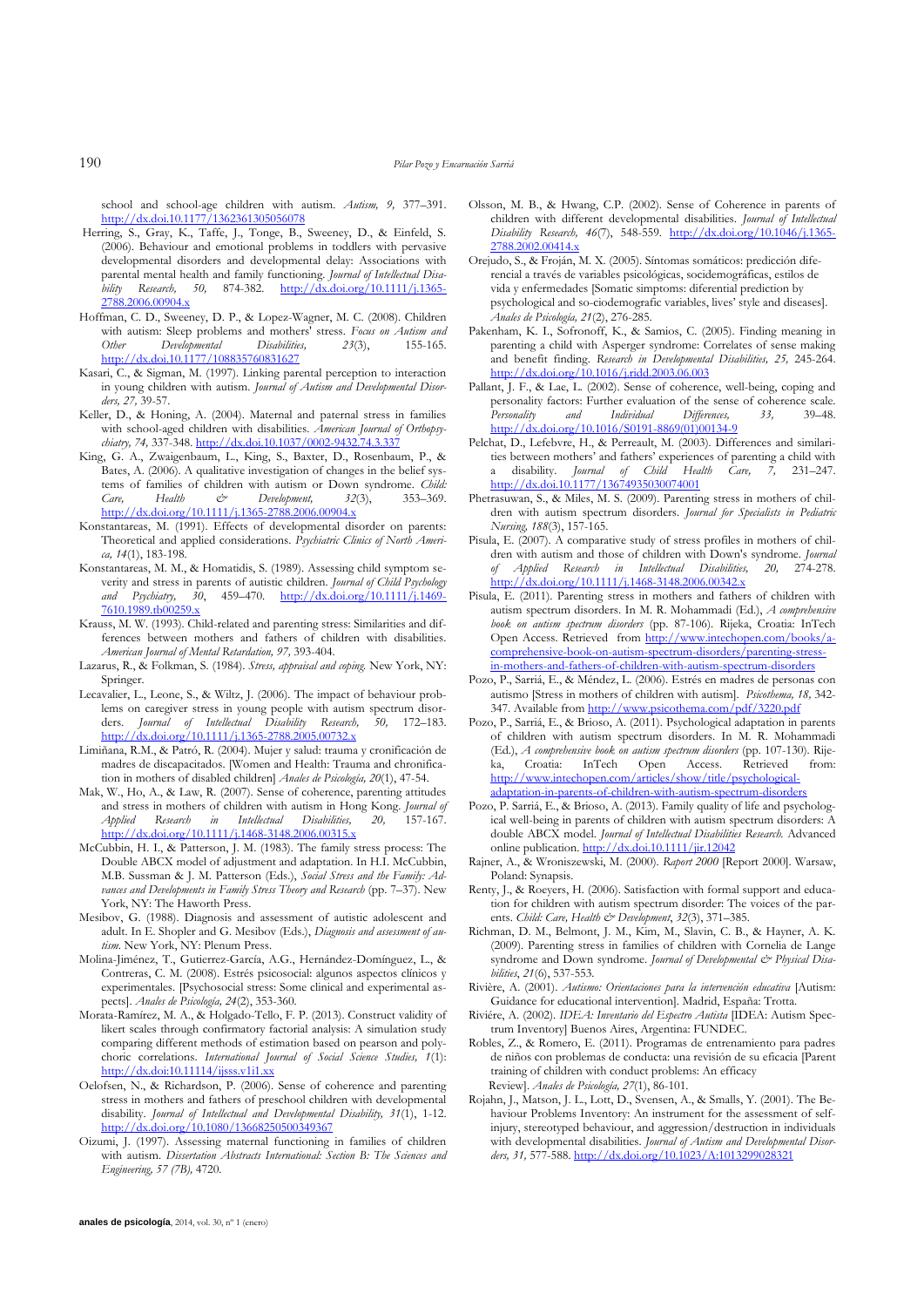school and school-age children with autism. *Autism, 9,* 377–391. http://dx.doi.10.1177/1362361305056078

Herring, S., Gray, K., Taffe, J., Tonge, B., Sweeney, D., & Einfeld, S. (2006). Behaviour and emotional problems in toddlers with pervasive developmental disorders and developmental delay: Associations with parental mental health and family functioning. *Journal of Intellectual Disability Research, 50,* 874-382. http://dx.doi.org/10.1111/j.1365-2788.2006.00904.x

Hoffman, C. D., Sweeney, D. P., & Lopez-Wagner, M. C. (2008). Children with autism: Sleep problems and mothers' stress. *Focus on Autism and Other Developmental Disabilities, 23*(3), 155-165. http://dx.doi.10.1177/108835760831627

Kasari, C., & Sigman, M. (1997). Linking parental perception to interaction in young children with autism. *Journal of Autism and Developmental Disorders, 27,* 39-57.

Keller, D., & Honing, A. (2004). Maternal and paternal stress in families with school-aged children with disabilities. *American Journal of Orthopsychiatry, 74,* 337-348. http://dx.doi.10.1037/0002-9432.74.3.337

King, G. A., Zwaigenbaum, L., King, S., Baxter, D., Rosenbaum, P., & Bates, A. (2006). A qualitative investigation of changes in the belief systems of families of children with autism or Down syndrome. *Child: Care, Health & Development, 32*(3), 353–369. http://dx.doi.org/10.1111/j.1365-2788.2006.00904.x

Konstantareas, M. (1991). Effects of developmental disorder on parents: Theoretical and applied considerations. *Psychiatric Clinics of North America, 14*(1), 183-198.

Konstantareas, M. M., & Homatidis, S. (1989). Assessing child symptom severity and stress in parents of autistic children. *Journal of Child Psychology and Psychiatry, 30*, 459–470. http://dx.doi.org/10.1111/j.1469-7610.1989.tb00259.x

Krauss, M. W. (1993). Child-related and parenting stress: Similarities and differences between mothers and fathers of children with disabilities. *American Journal of Mental Retardation, 97,* 393-404.

Lazarus, R., & Folkman, S. (1984). *Stress, appraisal and coping.* New York, NY: Springer.

Lecavalier, L., Leone, S., & Wiltz, J. (2006). The impact of behaviour problems on caregiver stress in young people with autism spectrum disorders. *Journal of Intellectual Disability Research, 50,* 172–183. http://dx.doi.org/10.1111/j.1365-2788.2005.00732.x

Limiñana, R.M., & Patró, R. (2004). Mujer y salud: trauma y cronificación de madres de discapacitados. [Women and Health: Trauma and chronification in mothers of disabled children] *Anales de Psicología, 20*(1), 47-54.

Mak, W., Ho, A., & Law, R. (2007). Sense of coherence, parenting attitudes and stress in mothers of children with autism in Hong Kong. *Journal of Applied Research in Intellectual Disabilities, 20,* 157-167. http://dx.doi.org/10.1111/j.1468-3148.2006.00315.x

McCubbin, H. I., & Patterson, J. M. (1983). The family stress process: The Double ABCX model of adjustment and adaptation. In H.I. McCubbin, M.B. Sussman & J. M. Patterson (Eds.), *Social Stress and the Family: Advances and Developments in Family Stress Theory and Research* (pp. 7–37). New York, NY: The Haworth Press.

Mesibov, G. (1988). Diagnosis and assessment of autistic adolescent and adult. In E. Shopler and G. Mesibov (Eds.), *Diagnosis and assessment of autism.* New York, NY: Plenum Press.

Molina-Jiménez, T., Gutierrez-García, A.G., Hernández-Domínguez, L., & Contreras, C. M. (2008). Estrés psicosocial: algunos aspectos clínicos y experimentales. [Psychosocial stress: Some clinical and experimental aspects]. *Anales de Psicología, 24*(2), 353-360.

Morata-Ramírez, M. A., & Holgado-Tello, F. P. (2013). Construct validity of likert scales through confirmatory factorial analysis: A simulation study comparing different methods of estimation based on pearson and polychoric correlations. *International Journal of Social Science Studies, 1*(1): http://dx.doi:10.11114/ijsss.v1i1.xx

Oelofsen, N., & Richardson, P. (2006). Sense of coherence and parenting stress in mothers and fathers of preschool children with developmental disability. *Journal of Intellectual and Developmental Disability, 31*(1), 1-12. http://dx.doi.org/10.1080/13668250500349367

Oizumi, J. (1997). Assessing maternal functioning in families of children with autism. *Dissertation Abstracts International: Section B: The Sciences and Engineering, 57 (7B),* 4720.

Olsson, M. B., & Hwang, C.P. (2002). Sense of Coherence in parents of children with different developmental disabilities. *Journal of Intellectual Disability Research, 46*(7), 548-559. http://dx.doi.org/10.1046/j.1365-2788.2002.00414.x

Orejudo, S., & Froján, M. X. (2005). Síntomas somáticos: predicción diferencial a través de variables psicológicas, socidemográficas, estilos de vida y enfermedades [Somatic simptoms: diferential prediction by psychological and so-ciodemografic variables, lives' style and diseases]. *Anales de Psicología, 21*(2), 276-285.

Pakenham, K. I., Sofronoff, K., & Samios, C. (2005). Finding meaning in parenting a child with Asperger syndrome: Correlates of sense making and benefit finding. *Research in Developmental Disabilities, 25,* 245-264. http://dx.doi.org/10.1016/j.ridd.2003.06.003

Pallant, J. F., & Lae, L. (2002). Sense of coherence, well-being, coping and personality factors: Further evaluation of the sense of coherence scale. *Personality and Individual Differences, 33,* 39–48. http://dx.doi.org/10.1016/S0191-8869(01)00134-9

Pelchat, D., Lefebvre, H., & Perreault, M. (2003). Differences and similarities between mothers' and fathers' experiences of parenting a child with a disability. *Journal of Child Health Care, 7,* 231–247. http://dx.doi.10.1177/13674935030074001

Phetrasuwan, S., & Miles, M. S. (2009). Parenting stress in mothers of children with autism spectrum disorders. *Journal for Specialists in Pediatric Nursing, 188*(3), 157-165.

Pisula, E. (2007). A comparative study of stress profiles in mothers of children with autism and those of children with Down's syndrome. *Journal of Applied Research in Intellectual Disabilities, 20,* 274-278. http://dx.doi.org/10.1111/j.1468-3148.2006.00342.x

Pisula, E. (2011). Parenting stress in mothers and fathers of children with autism spectrum disorders. In M. R. Mohammadi (Ed.), *A comprehensive book on autism spectrum disorders* (pp. 87-106). Rijeka, Croatia: InTech Open Access. Retrieved from http://www.intechopen.com/books/a-comprehensive-book-on-autism-spectrum-disorders/parenting-stress-in-mothers-and-fathers-of-children-with-autism-spectrum-disorders

Pozo, P., Sarriá, E., & Méndez, L. (2006). Estrés en madres de personas con autismo [Stress in mothers of children with autism]. *Psicothema, 18,* 342-347. Available from http://www.psicothema.com/pdf/3220.pdf

Pozo, P., Sarriá, E., & Brioso, A. (2011). Psychological adaptation in parents of children with autism spectrum disorders. In M. R. Mohammadi (Ed.), *A comprehensive book on autism spectrum disorders* (pp. 107-130). Rijeka, Croatia: InTech Open Access. Retrieved from: http://www.intechopen.com/articles/show/title/psychological-adaptation-in-parents-of-children-with-autism-spectrum-disorders

Pozo, P. Sarriá, E., & Brioso, A. (2013). Family quality of life and psychological well-being in parents of children with autism spectrum disorders: A double ABCX model. *Journal of Intellectual Disabilities Research.* Advanced online publication. http://dx.doi.10.1111/jir.12042

Rajner, A., & Wroniszewski, M. (2000). *Raport 2000* [Report 2000]. Warsaw, Poland: Synapsis.

Renty, J., & Roeyers, H. (2006). Satisfaction with formal support and education for children with autism spectrum disorder: The voices of the parents. *Child: Care, Health & Development*, *32*(3), 371–385.

Richman, D. M., Belmont, J. M., Kim, M., Slavin, C. B., & Hayner, A. K. (2009). Parenting stress in families of children with Cornelia de Lange syndrome and Down syndrome. *Journal of Developmental & Physical Disabilities*, *21*(6), 537-553.

Rivière, A. (2001). *Autismo: Orientaciones para la intervención educativa* [Autism: Guidance for educational intervention]. Madrid, España: Trotta.

Riviére, A. (2002). *IDEA: Inventario del Espectro Autista* [IDEA: Autism Spectrum Inventory] Buenos Aires, Argentina: FUNDEC.

Robles, Z., & Romero, E. (2011). Programas de entrenamiento para padres de niños con problemas de conducta: una revisión de su eficacia [Parent training of children with conduct problems: An efficacy Review]. *Anales de Psicología, 27*(1), 86-101.

Rojahn, J., Matson, J. L., Lott, D., Svensen, A., & Smalls, Y. (2001). The Behaviour Problems Inventory: An instrument for the assessment of self-injury, stereotyped behaviour, and aggression/destruction in individuals with developmental disabilities. *Journal of Autism and Developmental Disorders, 31,* 577-588. http://dx.doi.org/10.1023/A:1013299028321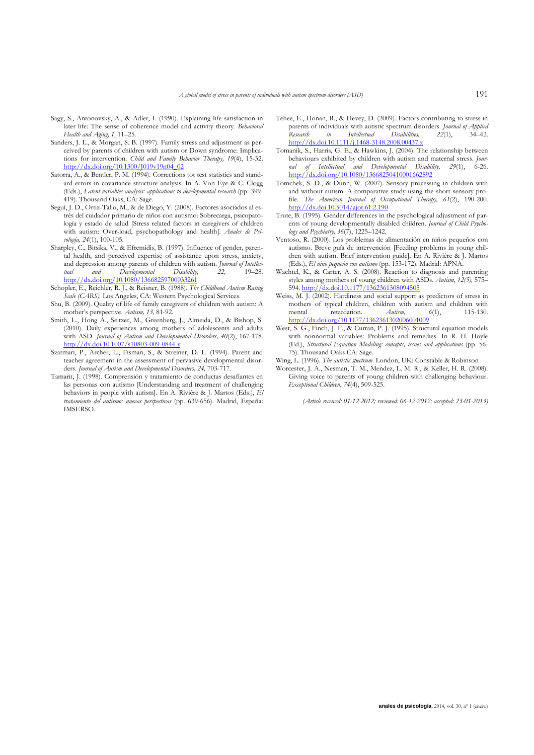Sagy, S., Antonovsky, A., & Adler, I. (1990). Explaining life satisfaction in later life: The sense of coherence model and activity theory. *Behavioral Health and Aging, 1,* 11–25.

Sanders, J. L., & Morgan, S. B. (1997). Family stress and adjustment as perceived by parents of children with autism or Down syndrome: Implications for intervention. *Child and Family Behavior Therapy, 19*(4), 15-32. http://dx.doi.org/10.1300/J019v19n04_02

Satorra, A., & Bentler, P. M. (1994). Corrections tot test statistics and standard errors in covariance structure analysis. In A. Von Eye & C. Clogg (Eds.), *Latent variables analysis: applications to developmental research* (pp. 399-419). Thousand Oaks, CA: Sage.

Seguí, J. D., Ortiz-Tallo, M., & de Diego, Y. (2008). Factores asociados al estrés del cuidador primario de niños con autismo: Sobrecarga, psicopatología y estado de salud [Stress related factors in caregivers of children with autism: Over-load, psychopathology and health]. *Anales de Psicología, 24*(1), 100-105.

Sharpley, C., Bitsika, V., & Efremidis, B. (1997). Influence of gender, parental health, and perceived expertise of assistance upon stress, anxiety, and depression among parents of children with autism. *Journal of Intellectual and Developmental Disability, 22,* 19–28. http://dx.doi.org/10.1080/13668259700033261

Schopler, E., Reichler, R. J., & Reisner, B. (1988). *The Childhood Autism Rating Scale (CARS).* Los Angeles, CA: Western Psychological Services.

Shu, B. (2009). Quality of life of family caregivers of children with autism: A mother's perspective. *Autism, 13,* 81-92.

Smith, L., Hong A., Seltzer, M., Greenberg, J., Almeida, D., & Bishop, S. (2010). Daily experiences among mothers of adolescents and adults with ASD. *Journal of Autism and Developmental Disorders, 40*(2), 167-178. http://dx.doi.10.1007/s10803-009-0844-y

Szatmari, P., Archer, L., Fisman, S., & Streiner, D. L. (1994). Parent and teacher agreement in the assessment of pervasive developmental disorders. *Journal of Autism and Developmental Disorders, 24,* 703-717.

Tamarit, J. (1998). Comprensión y tratamiento de conductas desafiantes en las personas con autismo [Understanding and treatment of challenging behaviors in people with autism]. En A. Rivière & J. Martos (Eds.), *El tratamiento del autismo: nuevas perspectivas* (pp. 639-656). Madrid, España: IMSERSO.

Tehee, E., Honan, R., & Hevey, D. (2009). Factors contributing to stress in parents of individuals with autistic spectrum disorders. *Journal of Applied Research in Intellectual Disabilities, 22*(1), 34–42. http://dx.doi.10.1111/j.1468-3148.2008.00437.x

Tomanik, S., Harris, G. E., & Hawkins, J. (2004). The relationship between behaviours exhibited by children with autism and maternal stress. *Journal of Intellectual and Developmental Disability, 29*(1), 6-26. http://dx.doi.org/10.1080/13668250410001662892

Tomchek, S. D., & Dunn, W. (2007). Sensory processing in children with and without autism: A comparative study using the short sensory profile. *The American Journal of Occupational Therapy, 61*(2), 190-200. http://dx.doi.10.5014/ajot.61.2.190

Trute, B. (1995). Gender differences in the psychological adjustment of parents of young developmentally disabled children. *Journal of Child Psychology and Psychiatry, 36*(7), 1225–1242.

Ventoso, R. (2000). Los problemas de alimentación en niños pequeños con autismo. Breve guía de intervención [Feeding problems in young children with autism. Brief intervention guide]. En A. Rivière & J. Martos (Eds.), *El niño pequeño con autismo* (pp. 153-172). Madrid: APNA.

Wachtel, K., & Carter, A. S. (2008). Reaction to diagnosis and parenting styles among mothers of young children with ASDs. *Autism*, *12(5),* 575–594. http://dx.doi.10.1177/1362361308094505

Weiss, M. J. (2002). Hardiness and social support as predictors of stress in mothers of typical children, children with autism and children with mental retardation. *Autism, 6*(1), 115-130. http://dx.doi.10.1177/1362361302006001009

West, S. G., Finch, J. F., & Curran, P. J. (1995). Structural equation models with nonnormal variables: Problems and remedies. In R. H. Hoyle (Ed.), *Structural Equation Modeling: concepts, issues and applications* (pp. 56-75). Thousand Oaks CA: Sage.

Wing, L. (1996). *The autistic spectrum.* London, UK: Constable & Robinson

Worcester, J. A., Nesman, T. M., Mendez, L. M. R., & Keller, H. R. (2008). Giving voice to parents of young children with challenging behaviour. *Exceptional Children*, *74*(4), 509-525.

*(Article received: 01-12-2012; reviewed: 06-12-2012; accepted: 23-01-2013)*